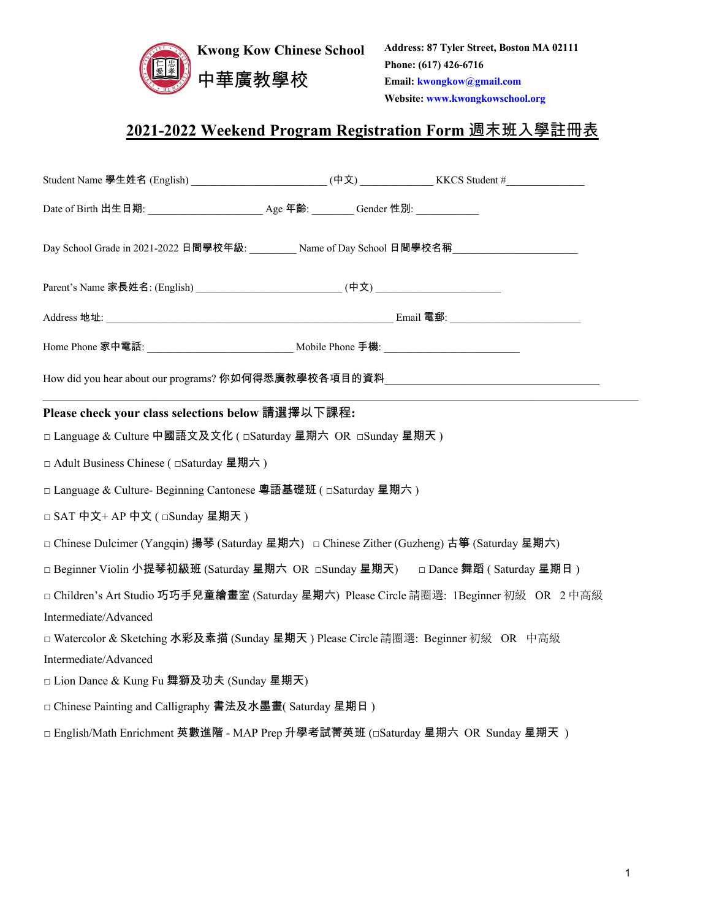**Kwong Kow Chinese School**
**中華廣教學校**

**Address: 87 Tyler Street, Boston MA 02111**
**Phone: (617) 426-6716**
**Email: kwongkow@gmail.com**
**Website: www.kwongkowschool.org**

# 2021-2022 Weekend Program Registration Form 週末班入學註冊表

Student Name 學生姓名 (English) ______________________ (中文) ____________ KKCS Student #______________

Date of Birth 出生日期: ___________________ Age 年齡: _______ Gender 性別: ___________

Day School Grade in 2021-2022 日間學校年級: ________ Name of Day School 日間學校名稱______________________

Parent's Name 家長姓名: (English) _________________________ (中文) _____________________

Address 地址: ________________________________________________ Email 電郵: ______________________

Home Phone 家中電話: _________________________ Mobile Phone 手機: _______________________

How did you hear about our programs? 你如何得悉廣教學校各項目的資料____________________________________

---

**Please check your class selections below 請選擇以下課程:**

□ Language & Culture 中國語文及文化 ( □Saturday 星期六 OR □Sunday 星期天 )

□ Adult Business Chinese ( □Saturday 星期六 )

□ Language & Culture- Beginning Cantonese 粵語基礎班 ( □Saturday 星期六 )

□ SAT 中文+ AP 中文 ( □Sunday 星期天 )

□ Chinese Dulcimer (Yangqin) 揚琴 (Saturday 星期六) □ Chinese Zither (Guzheng) 古箏 (Saturday 星期六)

□ Beginner Violin 小提琴初級班 (Saturday 星期六 OR □Sunday 星期天) □ Dance 舞蹈 ( Saturday 星期日 )

□ Children's Art Studio 巧巧手兒童繪畫室 (Saturday 星期六) Please Circle 請圈選: 1Beginner 初級 OR 2 中高級 Intermediate/Advanced

□ Watercolor & Sketching 水彩及素描 (Sunday 星期天 ) Please Circle 請圈選: Beginner 初級 OR 中高級 Intermediate/Advanced

□ Lion Dance & Kung Fu 舞獅及功夫 (Sunday 星期天)

□ Chinese Painting and Calligraphy 書法及水墨畫( Saturday 星期日 )

□ English/Math Enrichment 英數進階 - MAP Prep 升學考試菁英班 (□Saturday 星期六 OR Sunday 星期天 )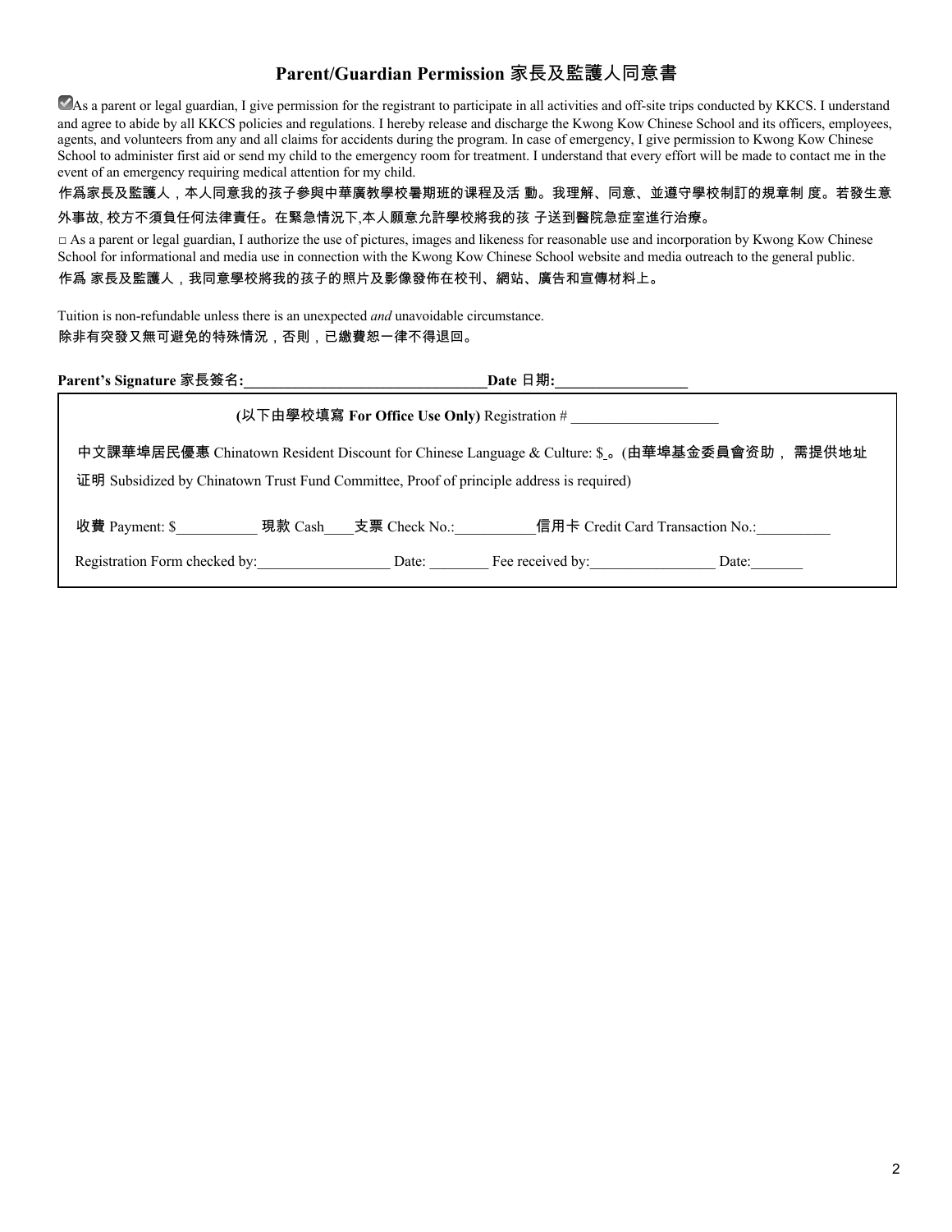## Parent/Guardian Permission 家長及監護人同意書

☑As a parent or legal guardian, I give permission for the registrant to participate in all activities and off-site trips conducted by KKCS. I understand and agree to abide by all KKCS policies and regulations. I hereby release and discharge the Kwong Kow Chinese School and its officers, employees, agents, and volunteers from any and all claims for accidents during the program. In case of emergency, I give permission to Kwong Kow Chinese School to administer first aid or send my child to the emergency room for treatment. I understand that every effort will be made to contact me in the event of an emergency requiring medical attention for my child.

作爲家長及監護人，本人同意我的孩子參與中華廣教學校暑期班的课程及活 動。我理解、同意、並遵守學校制訂的規章制 度。若發生意外事故, 校方不須負任何法律責任。在緊急情況下,本人願意允許學校將我的孩 子送到醫院急症室進行治療。

□ As a parent or legal guardian, I authorize the use of pictures, images and likeness for reasonable use and incorporation by Kwong Kow Chinese School for informational and media use in connection with the Kwong Kow Chinese School website and media outreach to the general public.

作爲 家長及監護人，我同意學校將我的孩子的照片及影像發佈在校刊、網站、廣告和宣傳材料上。

Tuition is non-refundable unless there is an unexpected *and* unavoidable circumstance.
除非有突發又無可避免的特殊情況，否則，已繳費恕一律不得退回。

**Parent's Signature 家長簽名:________________________________Date 日期:_________________**

**(以下由學校填寫 For Office Use Only)** Registration # ____________________

中文課華埠居民優惠 Chinatown Resident Discount for Chinese Language & Culture: $_。(由華埠基金委員會资助， 需提供地址证明 Subsidized by Chinatown Trust Fund Committee, Proof of principle address is required)

收費 Payment: $__________ 現款 Cash____支票 Check No.:__________信用卡 Credit Card Transaction No.:_________

Registration Form checked by:_________________ Date: ________ Fee received by:________________ Date:_______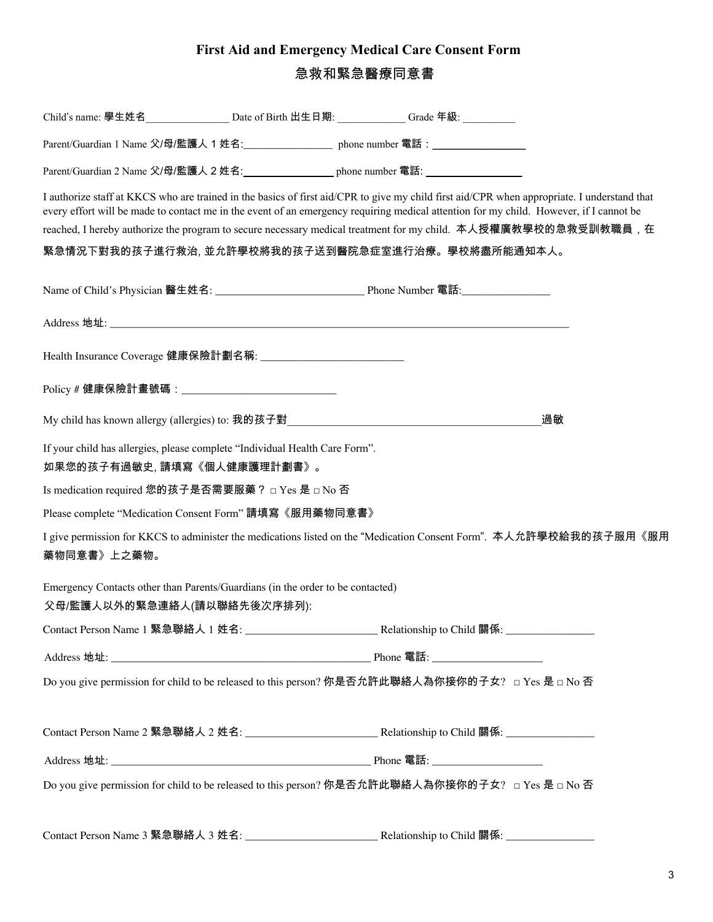# First Aid and Emergency Medical Care Consent Form

# 急救和緊急醫療同意書

Child's name: 學生姓名________________ Date of Birth 出生日期: _____________ Grade 年級: __________

Parent/Guardian 1 Name 父/母/監護人 1 姓名:_________________ phone number 電話：_________________

Parent/Guardian 2 Name 父/母/監護人 2 姓名:_________________ phone number 電話: _________________

I authorize staff at KKCS who are trained in the basics of first aid/CPR to give my child first aid/CPR when appropriate. I understand that every effort will be made to contact me in the event of an emergency requiring medical attention for my child. However, if I cannot be reached, I hereby authorize the program to secure necessary medical treatment for my child. 本人授權廣教學校的急救受訓教職員，在緊急情況下對我的孩子進行救治, 並允許學校將我的孩子送到醫院急症室進行治療。學校將盡所能通知本人。

Name of Child's Physician 醫生姓名: ___________________________ Phone Number 電話:________________

Address 地址: ________________________________________________________________________________

Health Insurance Coverage 健康保險計劃名稱: __________________________

Policy # 健康保險計畫號碼：____________________________

My child has known allergy (allergies) to: 我的孩子對_______________________________________________過敏

If your child has allergies, please complete "Individual Health Care Form".
如果您的孩子有過敏史, 請填寫《個人健康護理計劃書》。

Is medication required 您的孩子是否需要服藥？ □ Yes 是 □ No 否

Please complete "Medication Consent Form" 請填寫《服用藥物同意書》

I give permission for KKCS to administer the medications listed on the "Medication Consent Form". 本人允許學校給我的孩子服用《服用藥物同意書》上之藥物。

Emergency Contacts other than Parents/Guardians (in the order to be contacted)
父母/監護人以外的緊急連絡人(請以聯絡先後次序排列):

Contact Person Name 1 緊急聯絡人 1 姓名: ________________________ Relationship to Child 關係: ________________

Address 地址: ________________________________________________ Phone 電話: ____________________

Do you give permission for child to be released to this person? 你是否允許此聯絡人為你接你的子女? □ Yes 是 □ No 否

Contact Person Name 2 緊急聯絡人 2 姓名: ________________________ Relationship to Child 關係: ________________

Address 地址: ________________________________________________ Phone 電話: ____________________

Do you give permission for child to be released to this person? 你是否允許此聯絡人為你接你的子女? □ Yes 是 □ No 否

Contact Person Name 3 緊急聯絡人 3 姓名: ________________________ Relationship to Child 關係: ________________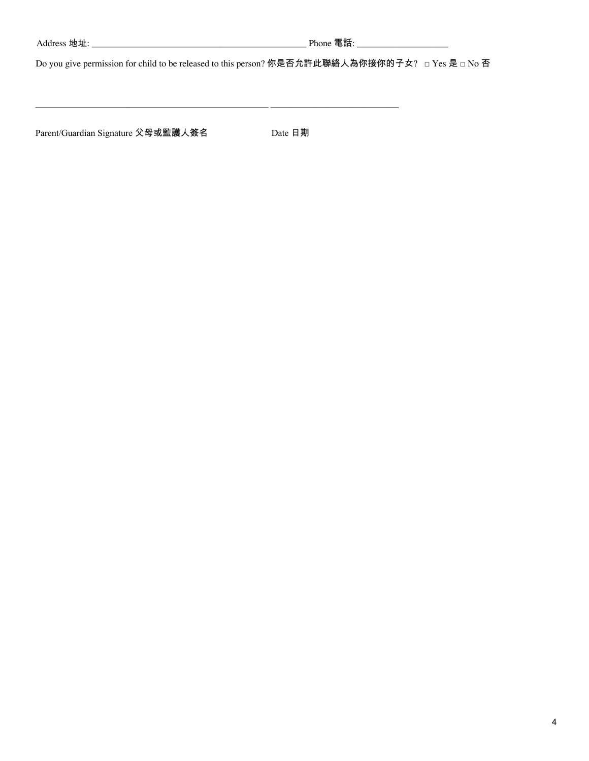Address 地址: _______________________________________________ Phone 電話: ____________________

Do you give permission for child to be released to this person? 你是否允許此聯絡人為你接你的子女? □ Yes 是 □ No 否

_____________________________________________________ ____________________________

Parent/Guardian Signature 父母或監護人簽名 Date 日期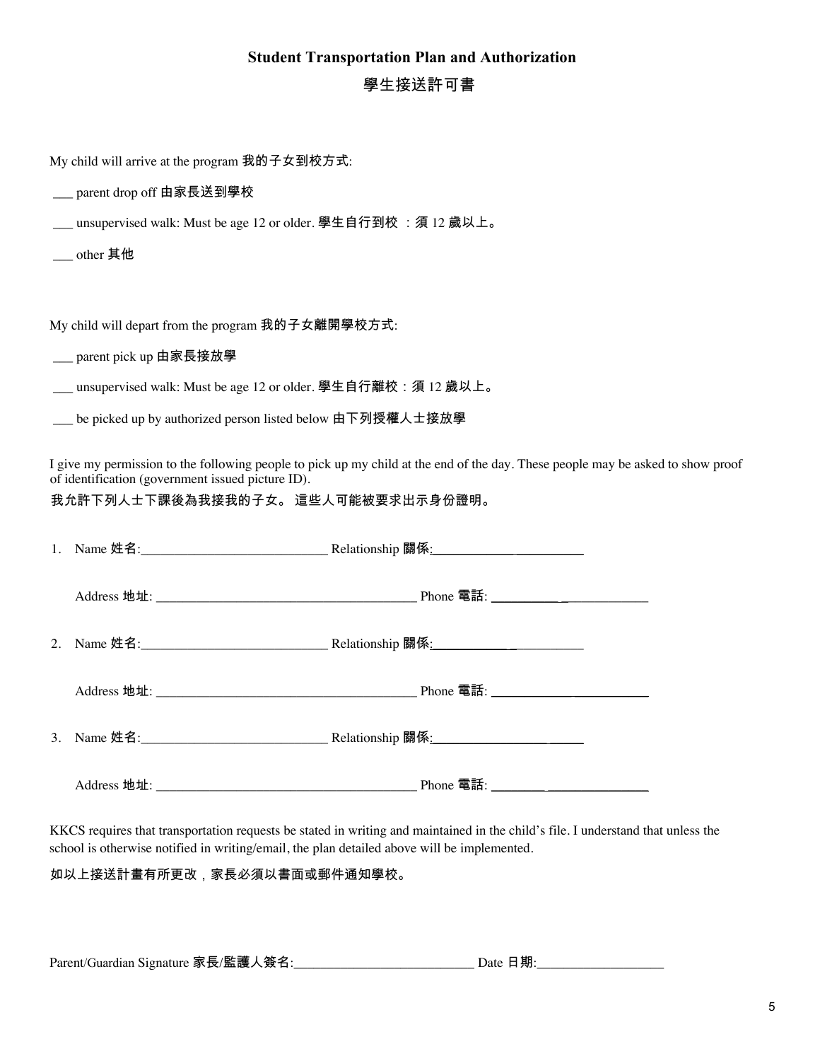# Student Transportation Plan and Authorization

## 學生接送許可書

My child will arrive at the program 我的子女到校方式:

___ parent drop off 由家長送到學校

___ unsupervised walk: Must be age 12 or older. 學生自行到校 ：須 12 歲以上。

___ other 其他

My child will depart from the program 我的子女離開學校方式:

___ parent pick up 由家長接放學

___ unsupervised walk: Must be age 12 or older. 學生自行離校：須 12 歲以上。

___ be picked up by authorized person listed below 由下列授權人士接放學

I give my permission to the following people to pick up my child at the end of the day. These people may be asked to show proof of identification (government issued picture ID).

我允許下列人士下課後為我接我的子女。 這些人可能被要求出示身份證明。

1. Name 姓名:____________________________ Relationship 關係:_______________________

   Address 地址: _______________________________________ Phone 電話: _______________________

2. Name 姓名:____________________________ Relationship 關係:_______________________

   Address 地址: _______________________________________ Phone 電話: _______________________

3. Name 姓名:____________________________ Relationship 關係:_______________________

   Address 地址: _______________________________________ Phone 電話: _______________________

KKCS requires that transportation requests be stated in writing and maintained in the child's file. I understand that unless the school is otherwise notified in writing/email, the plan detailed above will be implemented.

如以上接送計畫有所更改，家長必須以書面或郵件通知學校。

Parent/Guardian Signature 家長/監護人簽名:___________________________ Date 日期:___________________